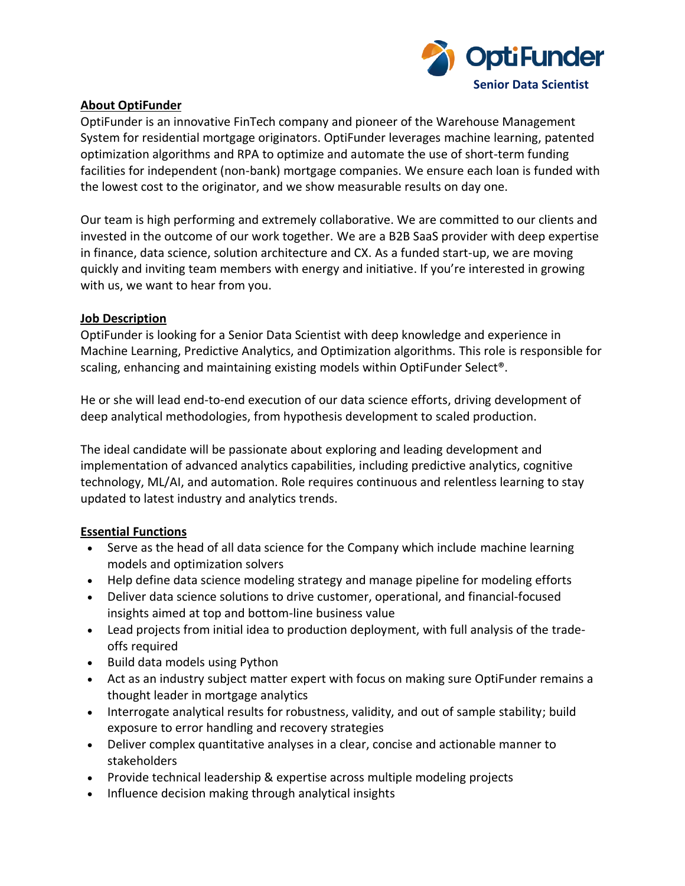OptiFunder

**Senior Data Scientist**

## About OptiFunder

OptiFunder is an innovative FinTech company and pioneer of the Warehouse Management System for residential mortgage originators. OptiFunder leverages machine learning, patented optimization algorithms and RPA to optimize and automate the use of short-term funding facilities for independent (non-bank) mortgage companies. We ensure each loan is funded with the lowest cost to the originator, and we show measurable results on day one.

Our team is high performing and extremely collaborative. We are committed to our clients and invested in the outcome of our work together. We are a B2B SaaS provider with deep expertise in finance, data science, solution architecture and CX. As a funded start-up, we are moving quickly and inviting team members with energy and initiative. If you're interested in growing with us, we want to hear from you.

## Job Description

OptiFunder is looking for a Senior Data Scientist with deep knowledge and experience in Machine Learning, Predictive Analytics, and Optimization algorithms. This role is responsible for scaling, enhancing and maintaining existing models within OptiFunder Select®.

He or she will lead end-to-end execution of our data science efforts, driving development of deep analytical methodologies, from hypothesis development to scaled production.

The ideal candidate will be passionate about exploring and leading development and implementation of advanced analytics capabilities, including predictive analytics, cognitive technology, ML/AI, and automation. Role requires continuous and relentless learning to stay updated to latest industry and analytics trends.

## Essential Functions

- Serve as the head of all data science for the Company which include machine learning models and optimization solvers
- Help define data science modeling strategy and manage pipeline for modeling efforts
- Deliver data science solutions to drive customer, operational, and financial-focused insights aimed at top and bottom-line business value
- Lead projects from initial idea to production deployment, with full analysis of the trade-offs required
- Build data models using Python
- Act as an industry subject matter expert with focus on making sure OptiFunder remains a thought leader in mortgage analytics
- Interrogate analytical results for robustness, validity, and out of sample stability; build exposure to error handling and recovery strategies
- Deliver complex quantitative analyses in a clear, concise and actionable manner to stakeholders
- Provide technical leadership & expertise across multiple modeling projects
- Influence decision making through analytical insights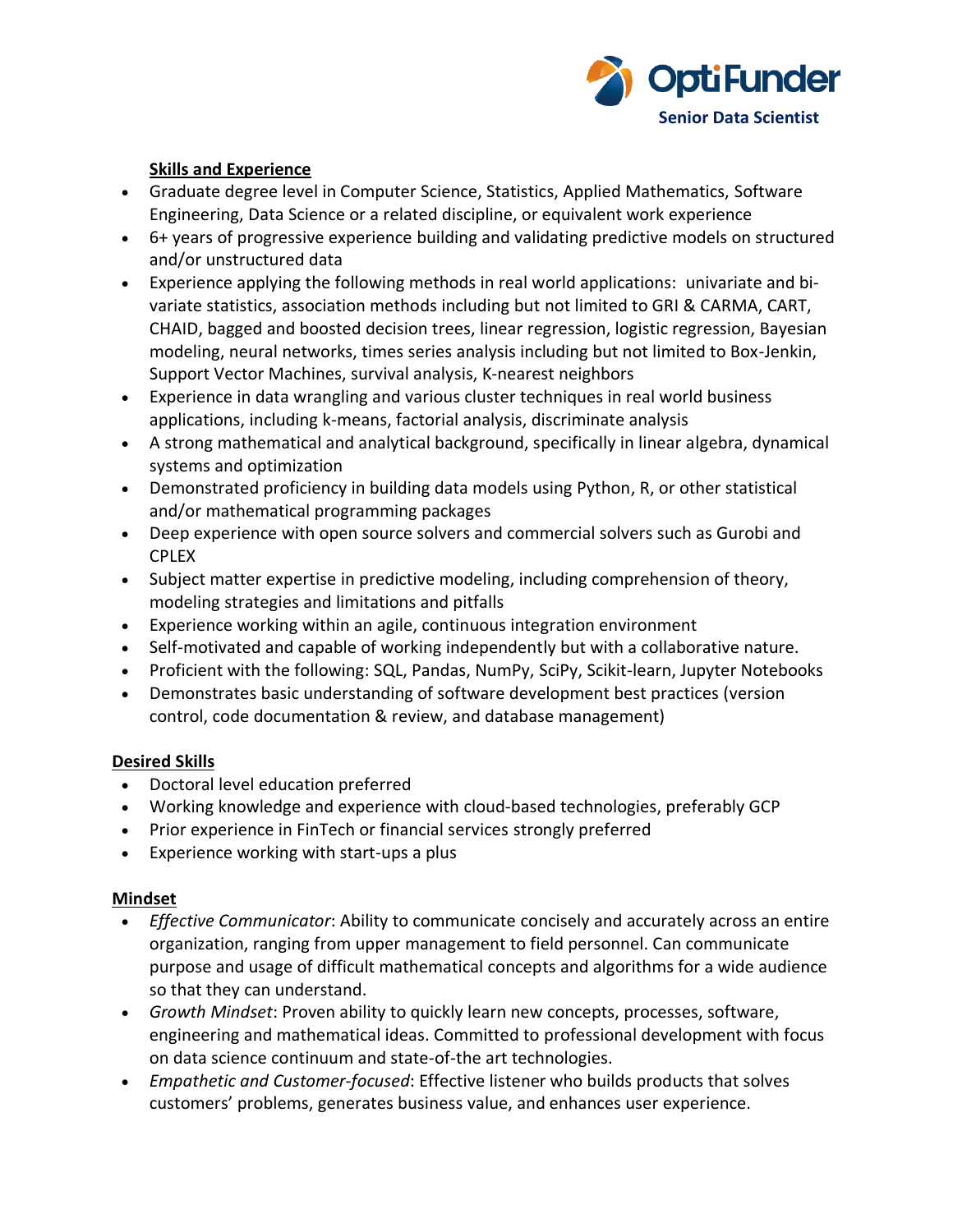## Skills and Experience

- Graduate degree level in Computer Science, Statistics, Applied Mathematics, Software Engineering, Data Science or a related discipline, or equivalent work experience
- 6+ years of progressive experience building and validating predictive models on structured and/or unstructured data
- Experience applying the following methods in real world applications: univariate and bi-variate statistics, association methods including but not limited to GRI & CARMA, CART, CHAID, bagged and boosted decision trees, linear regression, logistic regression, Bayesian modeling, neural networks, times series analysis including but not limited to Box-Jenkin, Support Vector Machines, survival analysis, K-nearest neighbors
- Experience in data wrangling and various cluster techniques in real world business applications, including k-means, factorial analysis, discriminate analysis
- A strong mathematical and analytical background, specifically in linear algebra, dynamical systems and optimization
- Demonstrated proficiency in building data models using Python, R, or other statistical and/or mathematical programming packages
- Deep experience with open source solvers and commercial solvers such as Gurobi and CPLEX
- Subject matter expertise in predictive modeling, including comprehension of theory, modeling strategies and limitations and pitfalls
- Experience working within an agile, continuous integration environment
- Self-motivated and capable of working independently but with a collaborative nature.
- Proficient with the following: SQL, Pandas, NumPy, SciPy, Scikit-learn, Jupyter Notebooks
- Demonstrates basic understanding of software development best practices (version control, code documentation & review, and database management)

## Desired Skills

- Doctoral level education preferred
- Working knowledge and experience with cloud-based technologies, preferably GCP
- Prior experience in FinTech or financial services strongly preferred
- Experience working with start-ups a plus

## Mindset

- *Effective Communicator*: Ability to communicate concisely and accurately across an entire organization, ranging from upper management to field personnel. Can communicate purpose and usage of difficult mathematical concepts and algorithms for a wide audience so that they can understand.
- *Growth Mindset*: Proven ability to quickly learn new concepts, processes, software, engineering and mathematical ideas. Committed to professional development with focus on data science continuum and state-of-the art technologies.
- *Empathetic and Customer-focused*: Effective listener who builds products that solves customers' problems, generates business value, and enhances user experience.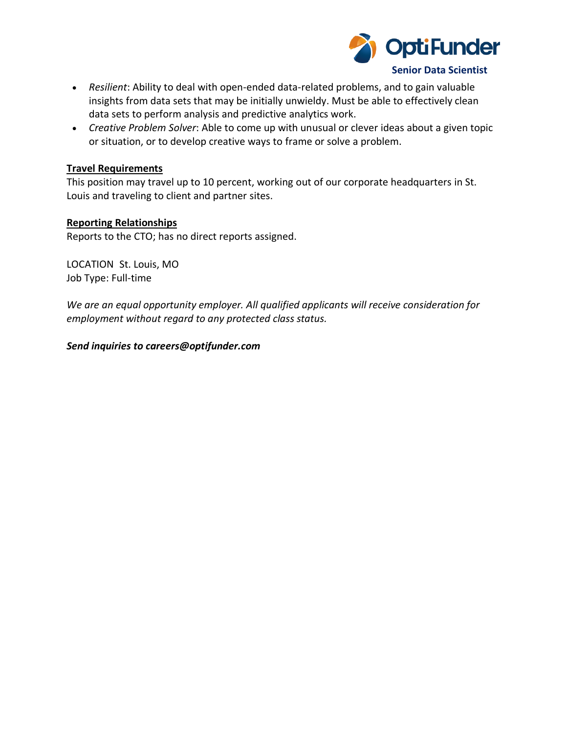- *Resilient*: Ability to deal with open-ended data-related problems, and to gain valuable insights from data sets that may be initially unwieldy. Must be able to effectively clean data sets to perform analysis and predictive analytics work.
- *Creative Problem Solver*: Able to come up with unusual or clever ideas about a given topic or situation, or to develop creative ways to frame or solve a problem.

**Travel Requirements**

This position may travel up to 10 percent, working out of our corporate headquarters in St. Louis and traveling to client and partner sites.

**Reporting Relationships**

Reports to the CTO; has no direct reports assigned.

LOCATION  St. Louis, MO
Job Type: Full-time

*We are an equal opportunity employer. All qualified applicants will receive consideration for employment without regard to any protected class status.*

***Send inquiries to careers@optifunder.com***